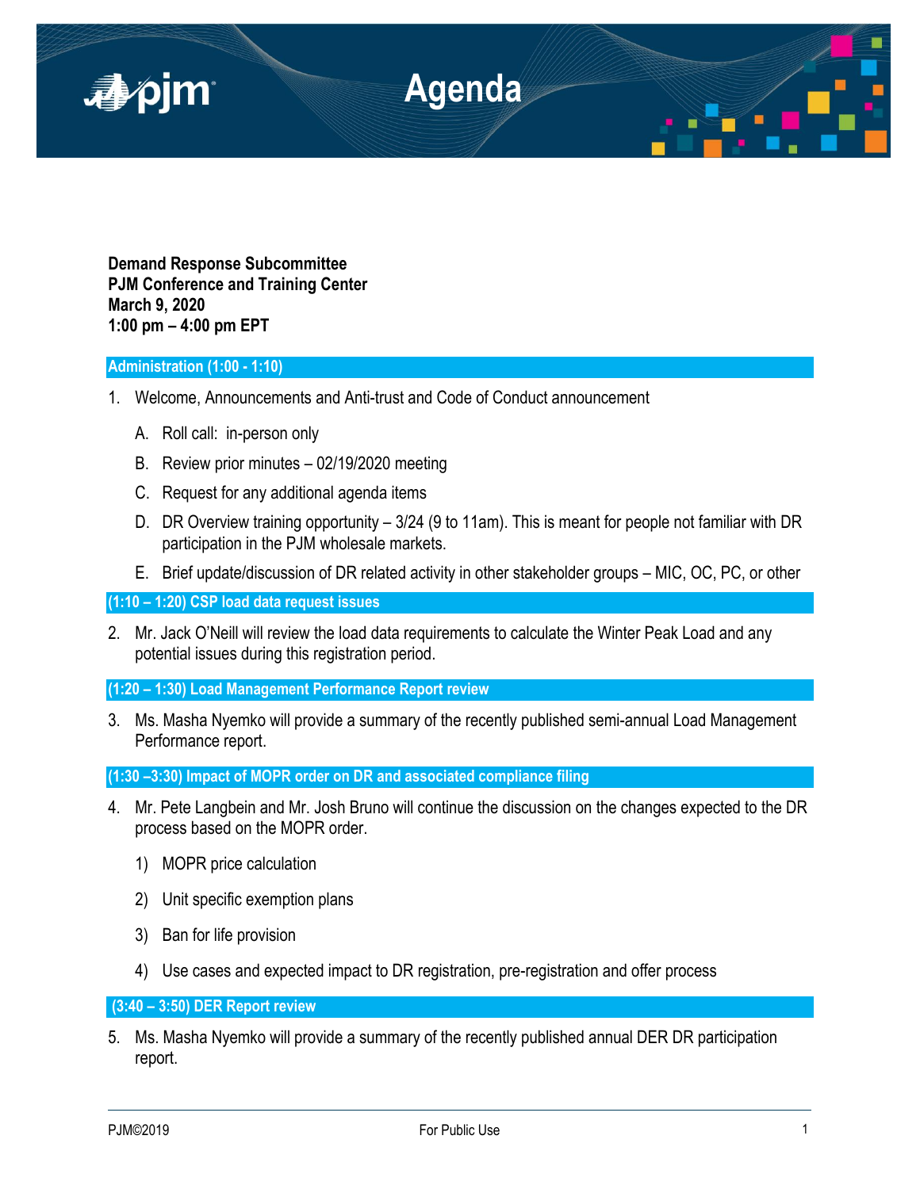# Agenda

**Demand Response Subcommittee**
**PJM Conference and Training Center**
**March 9, 2020**
**1:00 pm – 4:00 pm EPT**

## Administration (1:00 - 1:10)

1. Welcome, Announcements and Anti-trust and Code of Conduct announcement

   A. Roll call: in-person only

   B. Review prior minutes – 02/19/2020 meeting

   C. Request for any additional agenda items

   D. DR Overview training opportunity – 3/24 (9 to 11am). This is meant for people not familiar with DR participation in the PJM wholesale markets.

   E. Brief update/discussion of DR related activity in other stakeholder groups – MIC, OC, PC, or other

## (1:10 – 1:20) CSP load data request issues

2. Mr. Jack O'Neill will review the load data requirements to calculate the Winter Peak Load and any potential issues during this registration period.

## (1:20 – 1:30) Load Management Performance Report review

3. Ms. Masha Nyemko will provide a summary of the recently published semi-annual Load Management Performance report.

## (1:30 –3:30) Impact of MOPR order on DR and associated compliance filing

4. Mr. Pete Langbein and Mr. Josh Bruno will continue the discussion on the changes expected to the DR process based on the MOPR order.

   1) MOPR price calculation

   2) Unit specific exemption plans

   3) Ban for life provision

   4) Use cases and expected impact to DR registration, pre-registration and offer process

## (3:40 – 3:50) DER Report review

5. Ms. Masha Nyemko will provide a summary of the recently published annual DER DR participation report.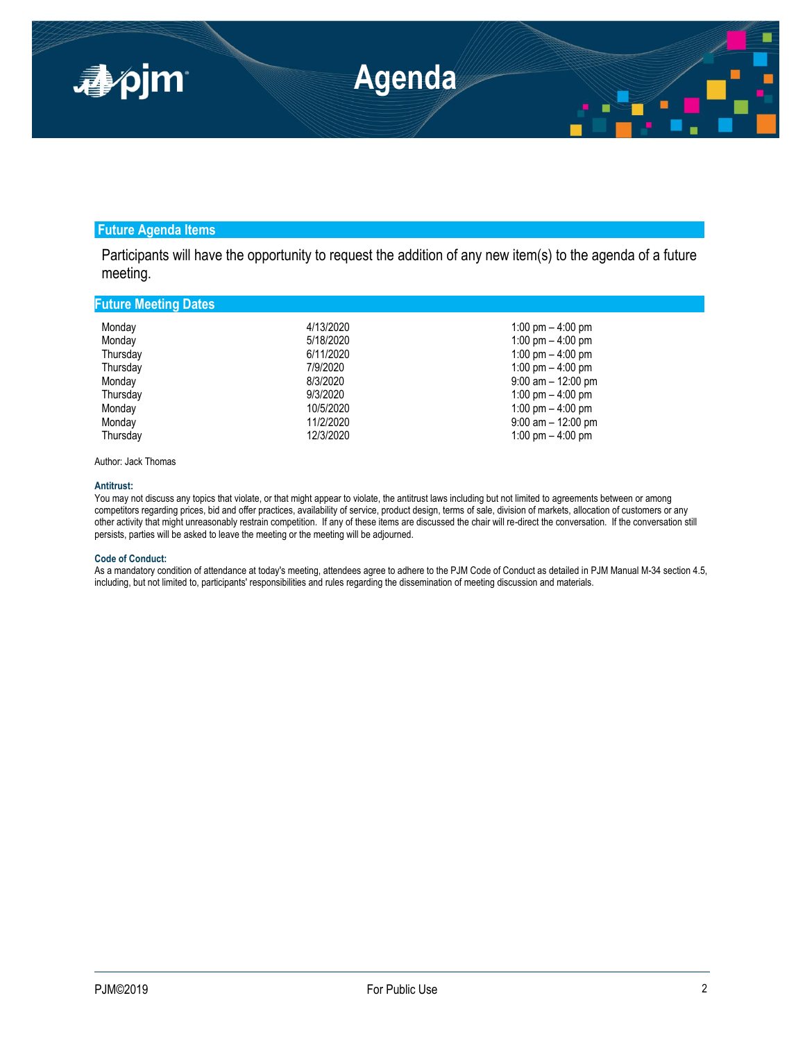## Future Agenda Items

Participants will have the opportunity to request the addition of any new item(s) to the agenda of a future meeting.

## Future Meeting Dates

| | | |
|---|---|---|
| Monday | 4/13/2020 | 1:00 pm – 4:00 pm |
| Monday | 5/18/2020 | 1:00 pm – 4:00 pm |
| Thursday | 6/11/2020 | 1:00 pm – 4:00 pm |
| Thursday | 7/9/2020 | 1:00 pm – 4:00 pm |
| Monday | 8/3/2020 | 9:00 am – 12:00 pm |
| Thursday | 9/3/2020 | 1:00 pm – 4:00 pm |
| Monday | 10/5/2020 | 1:00 pm – 4:00 pm |
| Monday | 11/2/2020 | 9:00 am – 12:00 pm |
| Thursday | 12/3/2020 | 1:00 pm – 4:00 pm |

Author: Jack Thomas

**Antitrust:**

You may not discuss any topics that violate, or that might appear to violate, the antitrust laws including but not limited to agreements between or among competitors regarding prices, bid and offer practices, availability of service, product design, terms of sale, division of markets, allocation of customers or any other activity that might unreasonably restrain competition. If any of these items are discussed the chair will re-direct the conversation. If the conversation still persists, parties will be asked to leave the meeting or the meeting will be adjourned.

**Code of Conduct:**

As a mandatory condition of attendance at today's meeting, attendees agree to adhere to the PJM Code of Conduct as detailed in PJM Manual M-34 section 4.5, including, but not limited to, participants' responsibilities and rules regarding the dissemination of meeting discussion and materials.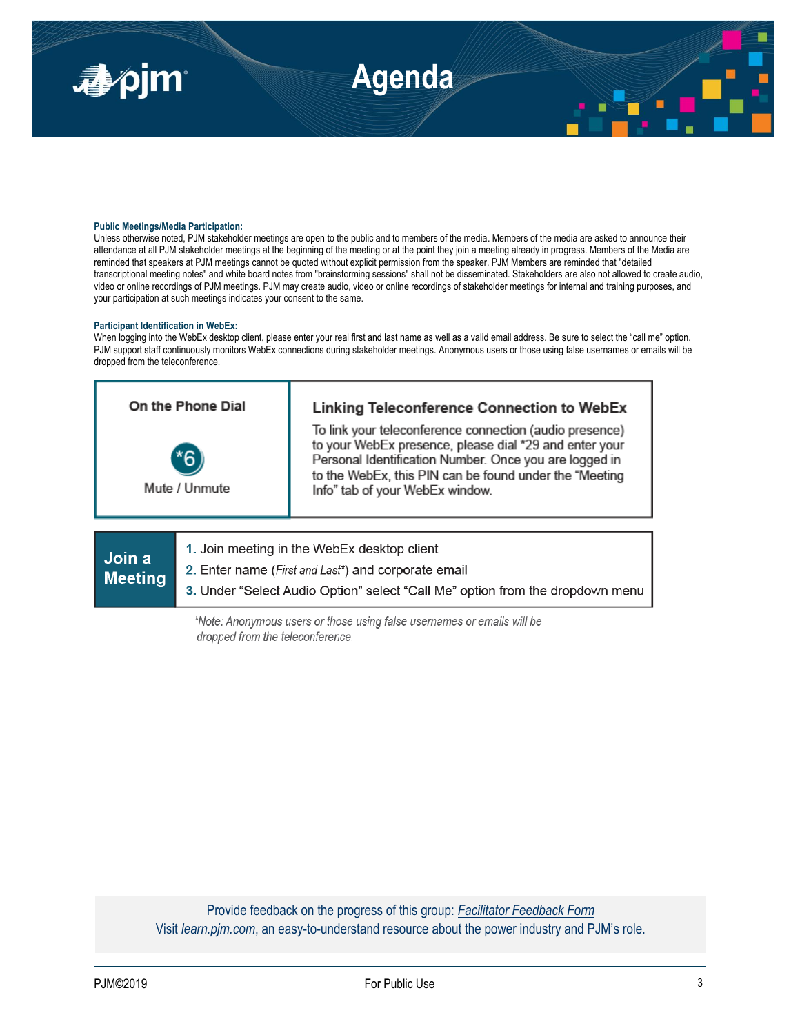**Public Meetings/Media Participation:**
Unless otherwise noted, PJM stakeholder meetings are open to the public and to members of the media. Members of the media are asked to announce their attendance at all PJM stakeholder meetings at the beginning of the meeting or at the point they join a meeting already in progress. Members of the Media are reminded that speakers at PJM meetings cannot be quoted without explicit permission from the speaker. PJM Members are reminded that "detailed transcriptional meeting notes" and white board notes from "brainstorming sessions" shall not be disseminated. Stakeholders are also not allowed to create audio, video or online recordings of PJM meetings. PJM may create audio, video or online recordings of stakeholder meetings for internal and training purposes, and your participation at such meetings indicates your consent to the same.

**Participant Identification in WebEx:**
When logging into the WebEx desktop client, please enter your real first and last name as well as a valid email address. Be sure to select the "call me" option. PJM support staff continuously monitors WebEx connections during stakeholder meetings. Anonymous users or those using false usernames or emails will be dropped from the teleconference.

**On the Phone Dial**

*6

Mute / Unmute

**Linking Teleconference Connection to WebEx**

To link your teleconference connection (audio presence) to your WebEx presence, please dial *29 and enter your Personal Identification Number. Once you are logged in to the WebEx, this PIN can be found under the "Meeting Info" tab of your WebEx window.

**Join a Meeting**

1. Join meeting in the WebEx desktop client
2. Enter name (*First and Last**) and corporate email
3. Under "Select Audio Option" select "Call Me" option from the dropdown menu

*\*Note: Anonymous users or those using false usernames or emails will be dropped from the teleconference.*

Provide feedback on the progress of this group: *Facilitator Feedback Form*
Visit *learn.pjm.com*, an easy-to-understand resource about the power industry and PJM's role.

PJM©2019 For Public Use